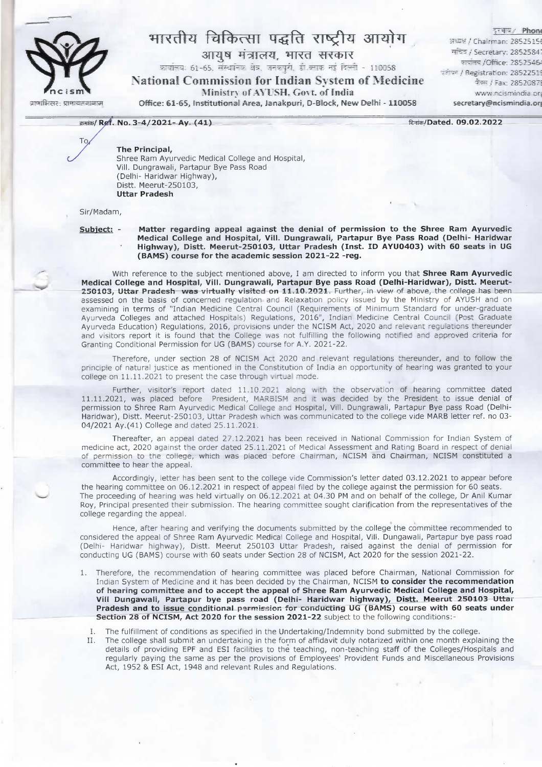# भारतीय चिकित्सा पद्धति राष्ट्रीय आयोग

## आयुष मंत्रालय, भारत सरकार

कार्यालय: 61-65, संस्थानिक क्षेत्र, जनकपुरी, डी-ब्लाक नई दिल्ली - 110058

## National Commission for Indian System of Medicine

Ministry of AYUSH, Govt. of India

Office: 61-65, Institutional Area, Janakpuri, D-Block, New Delhi - 110058

दूरभाष / Phone
अध्यक्ष / Chairman: 2852515
सचिव / Secretary: 2852584
कार्यालय /Office: 2852546
पंजीयन / Registration: 2852251
फैक्स / Fax: 2852087
www.ncismindia.org
secretary@ncismindia.org

क्रमांक/ **Ref. No. 3-4/2021- Ay. (41)** दिनांक/**Dated. 09.02.2022**

To,

**The Principal,**
Shree Ram Ayurvedic Medical College and Hospital,
Vill. Dungrawali, Partapur Bye Pass Road
(Delhi- Haridwar Highway),
Distt. Meerut-250103,
**Uttar Pradesh**

Sir/Madam,

**Subject:** - **Matter regarding appeal against the denial of permission to the Shree Ram Ayurvedic Medical College and Hospital, Vill. Dungrawali, Partapur Bye Pass Road (Delhi- Haridwar Highway), Distt. Meerut-250103, Uttar Pradesh (Inst. ID AYU0403) with 60 seats in UG (BAMS) course for the academic session 2021-22 -reg.**

With reference to the subject mentioned above, I am directed to inform you that **Shree Ram Ayurvedic Medical College and Hospital, Vill. Dungrawali, Partapur Bye pass Road (Delhi-Haridwar), Distt. Meerut-250103, Uttar Pradesh was virtually visited on 11.10.2021**. Further, in view of above, the college has been assessed on the basis of concerned regulation and Relaxation policy issued by the Ministry of AYUSH and on examining in terms of "Indian Medicine Central Council (Requirements of Minimum Standard for under-graduate Ayurveda Colleges and attached Hospitals) Regulations, 2016", Indian Medicine Central Council (Post Graduate Ayurveda Education) Regulations, 2016, provisions under the NCISM Act, 2020 and relevant regulations thereunder and visitors report it is found that the College was not fulfilling the following notified and approved criteria for Granting Conditional Permission for UG (BAMS) course for A.Y. 2021-22.

Therefore, under section 28 of NCISM Act 2020 and relevant regulations thereunder, and to follow the principle of natural justice as mentioned in the Constitution of India an opportunity of hearing was granted to your college on 11.11.2021 to present the case through virtual mode.

Further, visitor's report dated 11.10.2021 along with the observation of hearing committee dated 11.11.2021, was placed before President, MARBISM and it was decided by the President to issue denial of permission to Shree Ram Ayurvedic Medical College and Hospital, Vill. Dungrawali, Partapur Bye pass Road (Delhi-Haridwar), Distt. Meerut-250103, Uttar Pradesh which was communicated to the college vide MARB letter ref. no 03-04/2021 Ay.(41) College and dated 25.11.2021.

Thereafter, an appeal dated 27.12.2021 has been received in National Commission for Indian System of medicine act, 2020 against the order dated 25.11.2021 of Medical Assessment and Rating Board in respect of denial of permission to the college, which was placed before Chairman, NCISM and Chairman, NCISM constituted a committee to hear the appeal.

Accordingly, letter has been sent to the college vide Commission's letter dated 03.12.2021 to appear before the hearing committee on 06.12.2021 in respect of appeal filed by the college against the permission for 60 seats. The proceeding of hearing was held virtually on 06.12.2021 at 04.30 PM and on behalf of the college, Dr Anil Kumar Roy, Principal presented their submission. The hearing committee sought clarification from the representatives of the college regarding the appeal.

Hence, after hearing and verifying the documents submitted by the college the committee recommended to considered the appeal of Shree Ram Ayurvedic Medical College and Hospital, Vill. Dungawali, Partapur bye pass road (Delhi- Haridwar highway), Distt. Meerut 250103 Uttar Pradesh, raised against the denial of permission for conducting UG (BAMS) course with 60 seats under Section 28 of NCISM, Act 2020 for the session 2021-22.

1. Therefore, the recommendation of hearing committee was placed before Chairman, National Commission for Indian System of Medicine and it has been decided by the Chairman, NCISM **to consider the recommendation of hearing committee and to accept the appeal of Shree Ram Ayurvedic Medical College and Hospital, Vill Dungawali, Partapur bye pass road (Delhi- Haridwar highway), Distt. Meerut 250103 Uttar Pradesh and to issue conditional permission for conducting UG (BAMS) course with 60 seats under Section 28 of NCISM, Act 2020 for the session 2021-22** subject to the following conditions:-

   I. The fulfillment of conditions as specified in the Undertaking/Indemnity bond submitted by the college.

   II. The college shall submit an undertaking in the form of affidavit duly notarized within one month explaining the details of providing EPF and ESI facilities to the teaching, non-teaching staff of the Colleges/Hospitals and regularly paying the same as per the provisions of Employees' Provident Funds and Miscellaneous Provisions Act, 1952 & ESI Act, 1948 and relevant Rules and Regulations.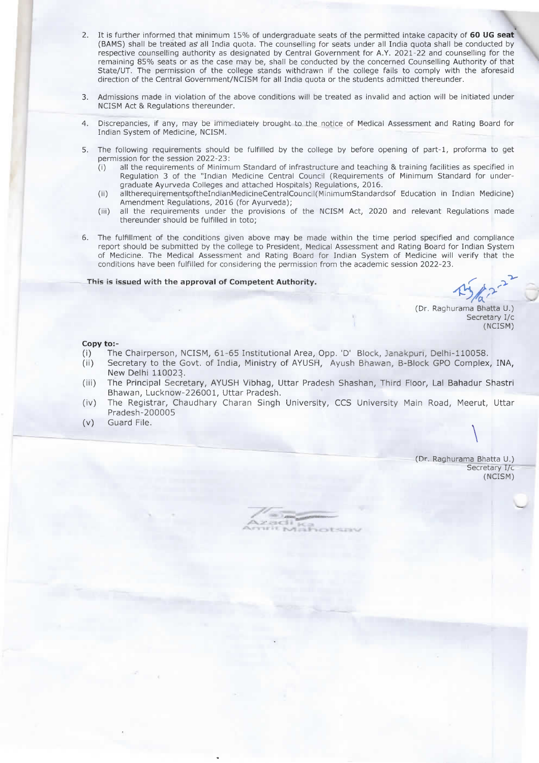2. It is further informed that minimum 15% of undergraduate seats of the permitted intake capacity of **60 UG seat** (BAMS) shall be treated as all India quota. The counselling for seats under all India quota shall be conducted by respective counselling authority as designated by Central Government for A.Y. 2021-22 and counselling for the remaining 85% seats or as the case may be, shall be conducted by the concerned Counselling Authority of that State/UT. The permission of the college stands withdrawn if the college fails to comply with the aforesaid direction of the Central Government/NCISM for all India quota or the students admitted thereunder.

3. Admissions made in violation of the above conditions will be treated as invalid and action will be initiated under NCISM Act & Regulations thereunder.

4. Discrepancies, if any, may be immediately brought to the notice of Medical Assessment and Rating Board for Indian System of Medicine, NCISM.

5. The following requirements should be fulfilled by the college by before opening of part-1, proforma to get permission for the session 2022-23:
   (i) all the requirements of Minimum Standard of infrastructure and teaching & training facilities as specified in Regulation 3 of the "Indian Medicine Central Council (Requirements of Minimum Standard for under-graduate Ayurveda Colleges and attached Hospitals) Regulations, 2016.
   (ii) alltherequirementsoftheIndianMedicineCentralCouncil(MinimumStandardsof Education in Indian Medicine) Amendment Regulations, 2016 (for Ayurveda);
   (iii) all the requirements under the provisions of the NCISM Act, 2020 and relevant Regulations made thereunder should be fulfilled in toto;

6. The fulfillment of the conditions given above may be made within the time period specified and compliance report should be submitted by the college to President, Medical Assessment and Rating Board for Indian System of Medicine. The Medical Assessment and Rating Board for Indian System of Medicine will verify that the conditions have been fulfilled for considering the permission from the academic session 2022-23.

**This is issued with the approval of Competent Authority.**

(Dr. Raghurama Bhatta U.)
Secretary I/c
(NCISM)

**Copy to:-**

(i) The Chairperson, NCISM, 61-65 Institutional Area, Opp. 'D' Block, Janakpuri, Delhi-110058.
(ii) Secretary to the Govt. of India, Ministry of AYUSH, Ayush Bhawan, B-Block GPO Complex, INA, New Delhi 110023.
(iii) The Principal Secretary, AYUSH Vibhag, Uttar Pradesh Shashan, Third Floor, Lal Bahadur Shastri Bhawan, Lucknow-226001, Uttar Pradesh.
(iv) The Registrar, Chaudhary Charan Singh University, CCS University Main Road, Meerut, Uttar Pradesh-200005
(v) Guard File.

(Dr. Raghurama Bhatta U.)
Secretary I/c
(NCISM)

Azadi Ka Amrit Mahotsav